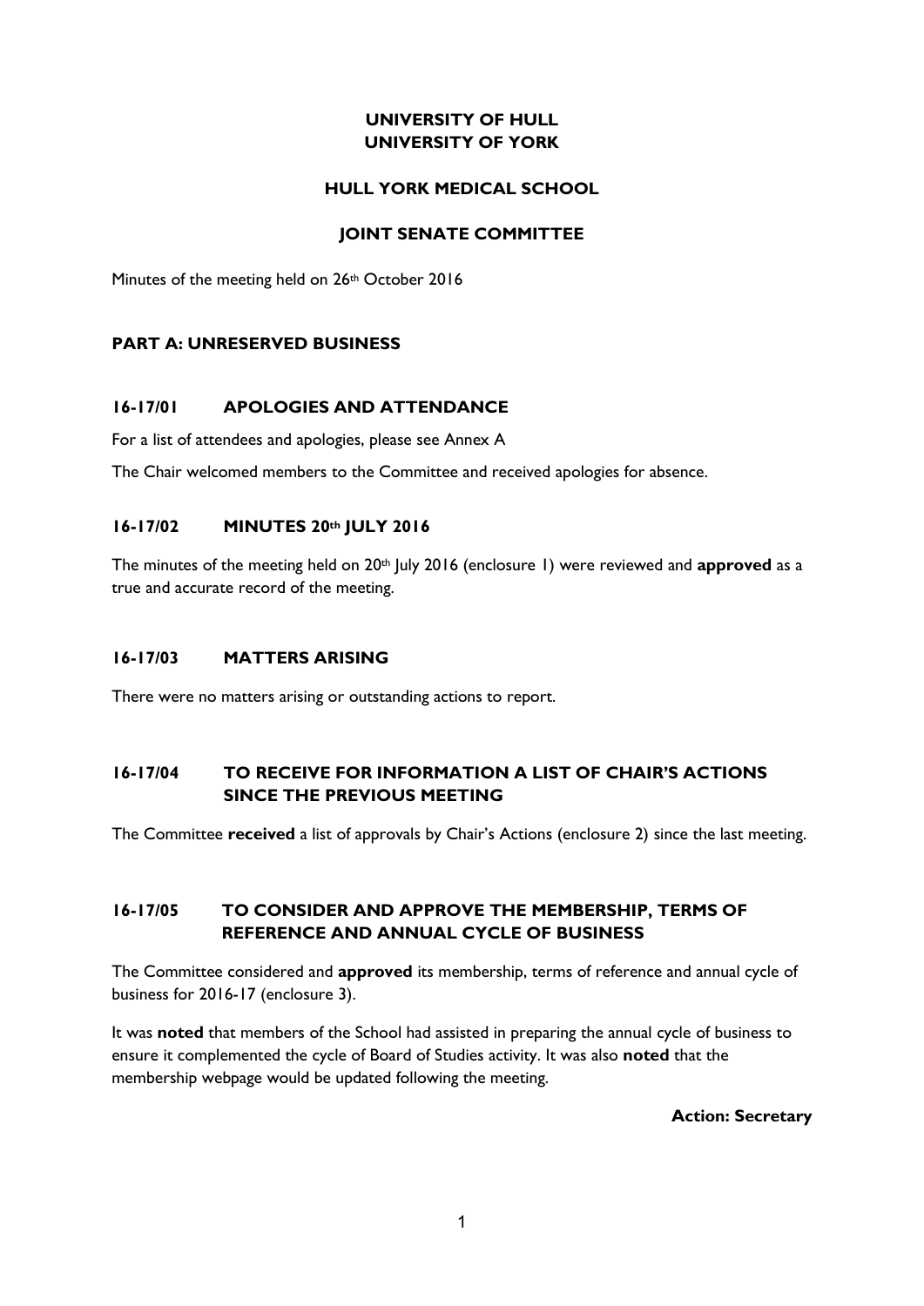# UNIVERSITY OF HULL
# UNIVERSITY OF YORK

## HULL YORK MEDICAL SCHOOL

## JOINT SENATE COMMITTEE

Minutes of the meeting held on 26th October 2016

## PART A: UNRESERVED BUSINESS

### 16-17/01 APOLOGIES AND ATTENDANCE

For a list of attendees and apologies, please see Annex A

The Chair welcomed members to the Committee and received apologies for absence.

### 16-17/02 MINUTES 20th JULY 2016

The minutes of the meeting held on 20th July 2016 (enclosure 1) were reviewed and **approved** as a true and accurate record of the meeting.

### 16-17/03 MATTERS ARISING

There were no matters arising or outstanding actions to report.

### 16-17/04 TO RECEIVE FOR INFORMATION A LIST OF CHAIR'S ACTIONS SINCE THE PREVIOUS MEETING

The Committee **received** a list of approvals by Chair's Actions (enclosure 2) since the last meeting.

### 16-17/05 TO CONSIDER AND APPROVE THE MEMBERSHIP, TERMS OF REFERENCE AND ANNUAL CYCLE OF BUSINESS

The Committee considered and **approved** its membership, terms of reference and annual cycle of business for 2016-17 (enclosure 3).

It was **noted** that members of the School had assisted in preparing the annual cycle of business to ensure it complemented the cycle of Board of Studies activity. It was also **noted** that the membership webpage would be updated following the meeting.

**Action: Secretary**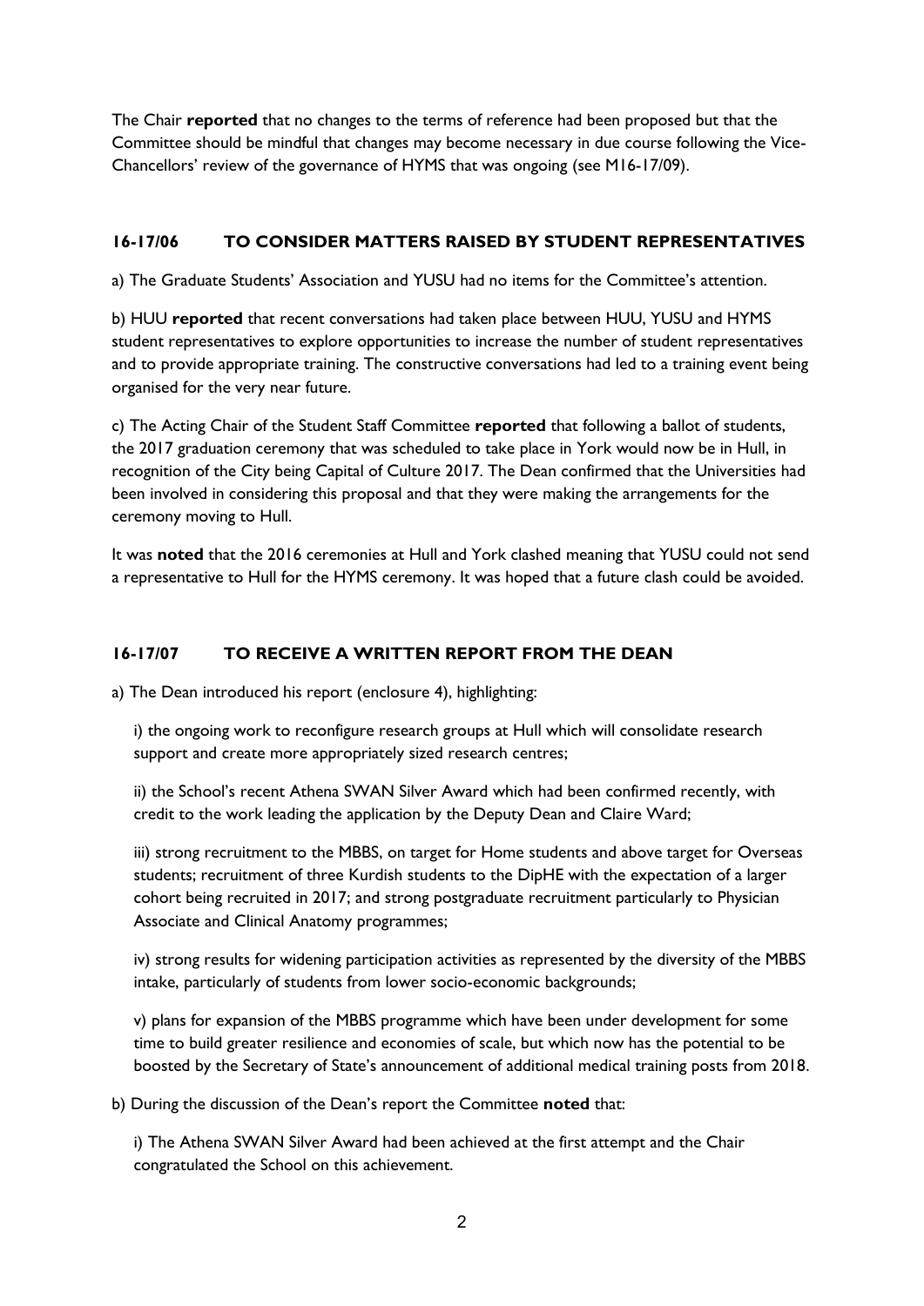The Chair **reported** that no changes to the terms of reference had been proposed but that the Committee should be mindful that changes may become necessary in due course following the Vice-Chancellors' review of the governance of HYMS that was ongoing (see M16-17/09).

## 16-17/06 TO CONSIDER MATTERS RAISED BY STUDENT REPRESENTATIVES

a) The Graduate Students' Association and YUSU had no items for the Committee's attention.

b) HUU **reported** that recent conversations had taken place between HUU, YUSU and HYMS student representatives to explore opportunities to increase the number of student representatives and to provide appropriate training. The constructive conversations had led to a training event being organised for the very near future.

c) The Acting Chair of the Student Staff Committee **reported** that following a ballot of students, the 2017 graduation ceremony that was scheduled to take place in York would now be in Hull, in recognition of the City being Capital of Culture 2017. The Dean confirmed that the Universities had been involved in considering this proposal and that they were making the arrangements for the ceremony moving to Hull.

It was **noted** that the 2016 ceremonies at Hull and York clashed meaning that YUSU could not send a representative to Hull for the HYMS ceremony. It was hoped that a future clash could be avoided.

## 16-17/07 TO RECEIVE A WRITTEN REPORT FROM THE DEAN

a) The Dean introduced his report (enclosure 4), highlighting:

i) the ongoing work to reconfigure research groups at Hull which will consolidate research support and create more appropriately sized research centres;

ii) the School's recent Athena SWAN Silver Award which had been confirmed recently, with credit to the work leading the application by the Deputy Dean and Claire Ward;

iii) strong recruitment to the MBBS, on target for Home students and above target for Overseas students; recruitment of three Kurdish students to the DipHE with the expectation of a larger cohort being recruited in 2017; and strong postgraduate recruitment particularly to Physician Associate and Clinical Anatomy programmes;

iv) strong results for widening participation activities as represented by the diversity of the MBBS intake, particularly of students from lower socio-economic backgrounds;

v) plans for expansion of the MBBS programme which have been under development for some time to build greater resilience and economies of scale, but which now has the potential to be boosted by the Secretary of State's announcement of additional medical training posts from 2018.

b) During the discussion of the Dean's report the Committee **noted** that:

i) The Athena SWAN Silver Award had been achieved at the first attempt and the Chair congratulated the School on this achievement.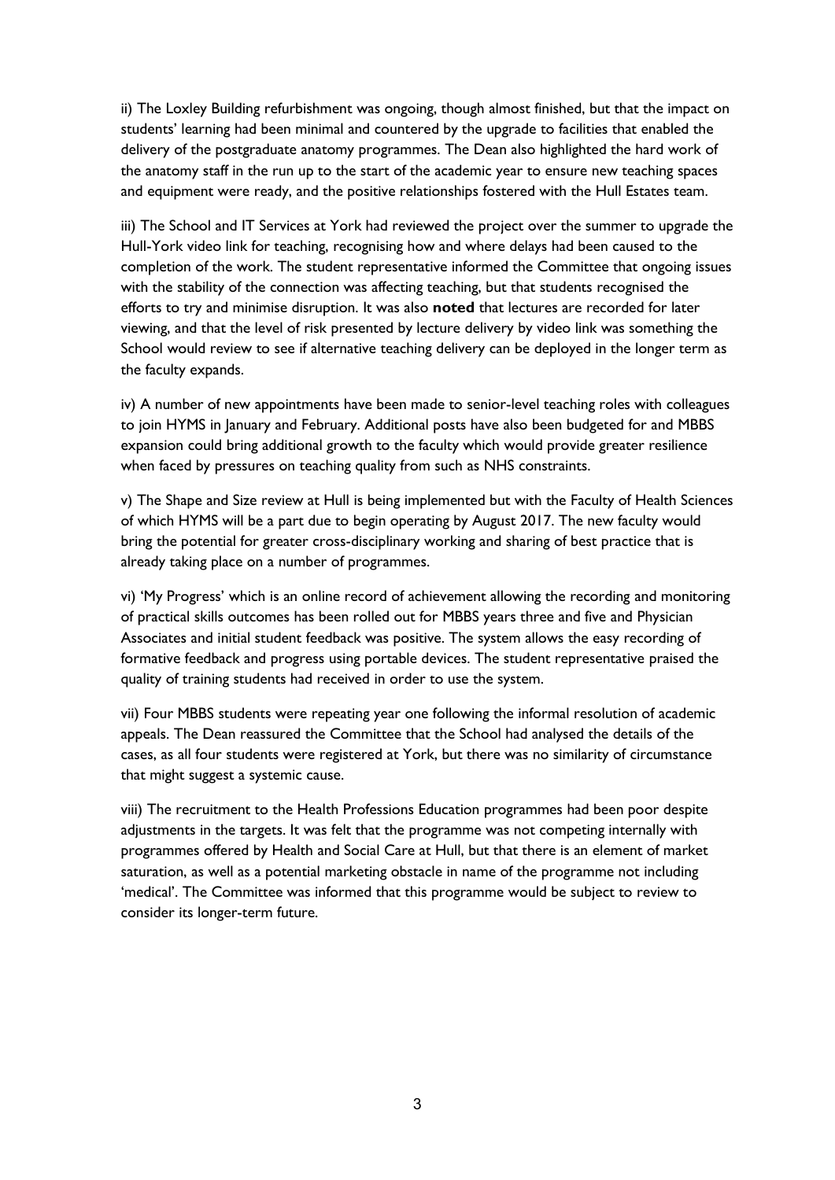ii) The Loxley Building refurbishment was ongoing, though almost finished, but that the impact on students' learning had been minimal and countered by the upgrade to facilities that enabled the delivery of the postgraduate anatomy programmes. The Dean also highlighted the hard work of the anatomy staff in the run up to the start of the academic year to ensure new teaching spaces and equipment were ready, and the positive relationships fostered with the Hull Estates team.

iii) The School and IT Services at York had reviewed the project over the summer to upgrade the Hull-York video link for teaching, recognising how and where delays had been caused to the completion of the work. The student representative informed the Committee that ongoing issues with the stability of the connection was affecting teaching, but that students recognised the efforts to try and minimise disruption. It was also **noted** that lectures are recorded for later viewing, and that the level of risk presented by lecture delivery by video link was something the School would review to see if alternative teaching delivery can be deployed in the longer term as the faculty expands.

iv) A number of new appointments have been made to senior-level teaching roles with colleagues to join HYMS in January and February. Additional posts have also been budgeted for and MBBS expansion could bring additional growth to the faculty which would provide greater resilience when faced by pressures on teaching quality from such as NHS constraints.

v) The Shape and Size review at Hull is being implemented but with the Faculty of Health Sciences of which HYMS will be a part due to begin operating by August 2017. The new faculty would bring the potential for greater cross-disciplinary working and sharing of best practice that is already taking place on a number of programmes.

vi) 'My Progress' which is an online record of achievement allowing the recording and monitoring of practical skills outcomes has been rolled out for MBBS years three and five and Physician Associates and initial student feedback was positive. The system allows the easy recording of formative feedback and progress using portable devices. The student representative praised the quality of training students had received in order to use the system.

vii) Four MBBS students were repeating year one following the informal resolution of academic appeals. The Dean reassured the Committee that the School had analysed the details of the cases, as all four students were registered at York, but there was no similarity of circumstance that might suggest a systemic cause.

viii) The recruitment to the Health Professions Education programmes had been poor despite adjustments in the targets. It was felt that the programme was not competing internally with programmes offered by Health and Social Care at Hull, but that there is an element of market saturation, as well as a potential marketing obstacle in name of the programme not including 'medical'. The Committee was informed that this programme would be subject to review to consider its longer-term future.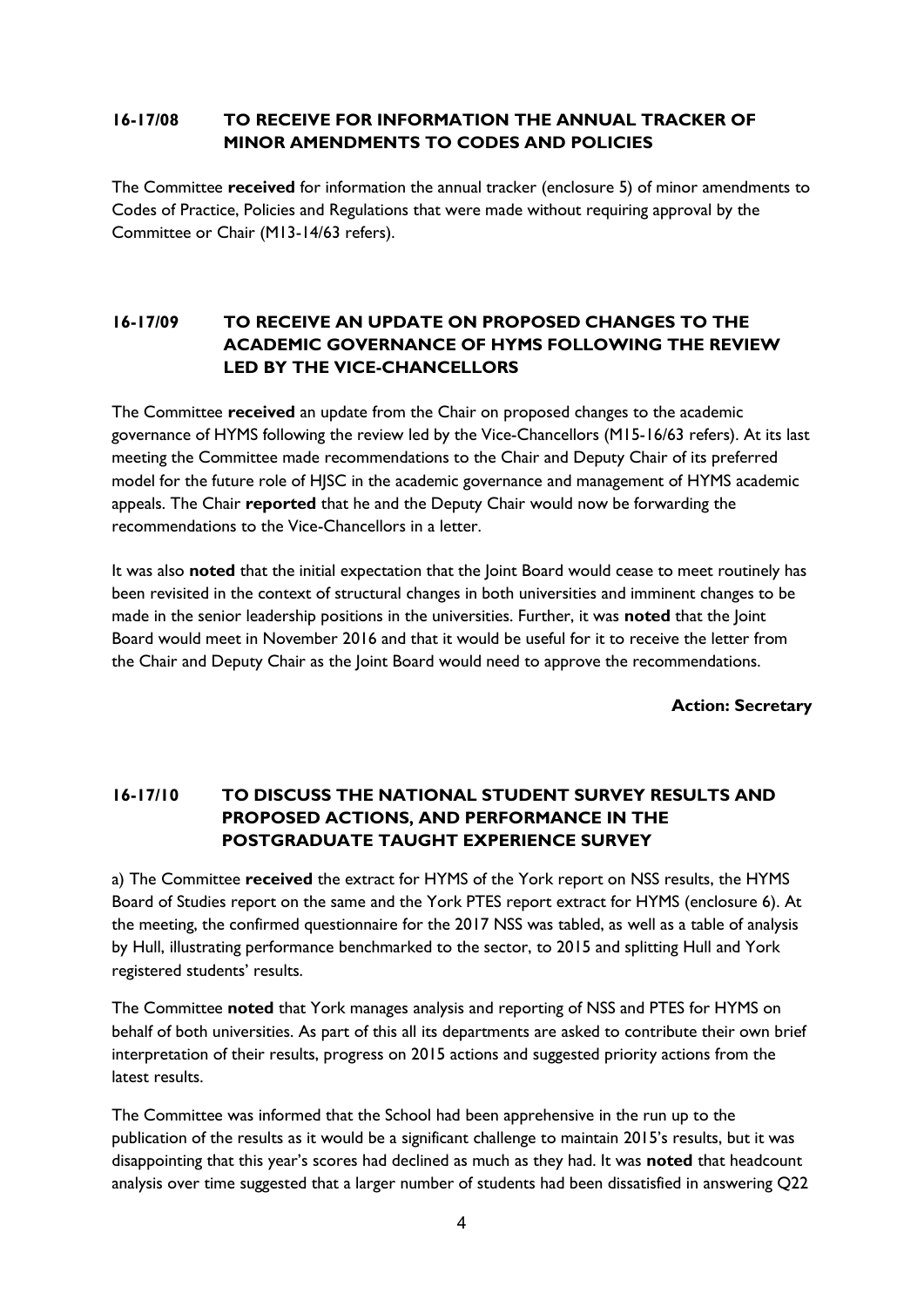## 16-17/08 TO RECEIVE FOR INFORMATION THE ANNUAL TRACKER OF MINOR AMENDMENTS TO CODES AND POLICIES

The Committee **received** for information the annual tracker (enclosure 5) of minor amendments to Codes of Practice, Policies and Regulations that were made without requiring approval by the Committee or Chair (M13-14/63 refers).

## 16-17/09 TO RECEIVE AN UPDATE ON PROPOSED CHANGES TO THE ACADEMIC GOVERNANCE OF HYMS FOLLOWING THE REVIEW LED BY THE VICE-CHANCELLORS

The Committee **received** an update from the Chair on proposed changes to the academic governance of HYMS following the review led by the Vice-Chancellors (M15-16/63 refers). At its last meeting the Committee made recommendations to the Chair and Deputy Chair of its preferred model for the future role of HJSC in the academic governance and management of HYMS academic appeals. The Chair **reported** that he and the Deputy Chair would now be forwarding the recommendations to the Vice-Chancellors in a letter.

It was also **noted** that the initial expectation that the Joint Board would cease to meet routinely has been revisited in the context of structural changes in both universities and imminent changes to be made in the senior leadership positions in the universities. Further, it was **noted** that the Joint Board would meet in November 2016 and that it would be useful for it to receive the letter from the Chair and Deputy Chair as the Joint Board would need to approve the recommendations.

**Action: Secretary**

## 16-17/10 TO DISCUSS THE NATIONAL STUDENT SURVEY RESULTS AND PROPOSED ACTIONS, AND PERFORMANCE IN THE POSTGRADUATE TAUGHT EXPERIENCE SURVEY

a) The Committee **received** the extract for HYMS of the York report on NSS results, the HYMS Board of Studies report on the same and the York PTES report extract for HYMS (enclosure 6). At the meeting, the confirmed questionnaire for the 2017 NSS was tabled, as well as a table of analysis by Hull, illustrating performance benchmarked to the sector, to 2015 and splitting Hull and York registered students' results.

The Committee **noted** that York manages analysis and reporting of NSS and PTES for HYMS on behalf of both universities. As part of this all its departments are asked to contribute their own brief interpretation of their results, progress on 2015 actions and suggested priority actions from the latest results.

The Committee was informed that the School had been apprehensive in the run up to the publication of the results as it would be a significant challenge to maintain 2015's results, but it was disappointing that this year's scores had declined as much as they had. It was **noted** that headcount analysis over time suggested that a larger number of students had been dissatisfied in answering Q22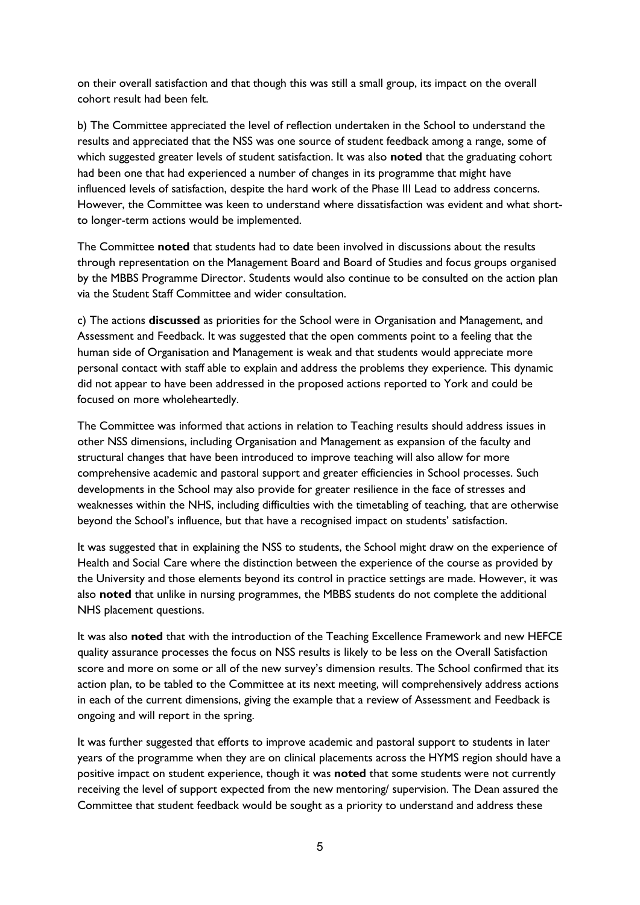on their overall satisfaction and that though this was still a small group, its impact on the overall cohort result had been felt.

b) The Committee appreciated the level of reflection undertaken in the School to understand the results and appreciated that the NSS was one source of student feedback among a range, some of which suggested greater levels of student satisfaction. It was also **noted** that the graduating cohort had been one that had experienced a number of changes in its programme that might have influenced levels of satisfaction, despite the hard work of the Phase III Lead to address concerns. However, the Committee was keen to understand where dissatisfaction was evident and what short- to longer-term actions would be implemented.

The Committee **noted** that students had to date been involved in discussions about the results through representation on the Management Board and Board of Studies and focus groups organised by the MBBS Programme Director. Students would also continue to be consulted on the action plan via the Student Staff Committee and wider consultation.

c) The actions **discussed** as priorities for the School were in Organisation and Management, and Assessment and Feedback. It was suggested that the open comments point to a feeling that the human side of Organisation and Management is weak and that students would appreciate more personal contact with staff able to explain and address the problems they experience. This dynamic did not appear to have been addressed in the proposed actions reported to York and could be focused on more wholeheartedly.

The Committee was informed that actions in relation to Teaching results should address issues in other NSS dimensions, including Organisation and Management as expansion of the faculty and structural changes that have been introduced to improve teaching will also allow for more comprehensive academic and pastoral support and greater efficiencies in School processes. Such developments in the School may also provide for greater resilience in the face of stresses and weaknesses within the NHS, including difficulties with the timetabling of teaching, that are otherwise beyond the School's influence, but that have a recognised impact on students' satisfaction.

It was suggested that in explaining the NSS to students, the School might draw on the experience of Health and Social Care where the distinction between the experience of the course as provided by the University and those elements beyond its control in practice settings are made. However, it was also **noted** that unlike in nursing programmes, the MBBS students do not complete the additional NHS placement questions.

It was also **noted** that with the introduction of the Teaching Excellence Framework and new HEFCE quality assurance processes the focus on NSS results is likely to be less on the Overall Satisfaction score and more on some or all of the new survey's dimension results. The School confirmed that its action plan, to be tabled to the Committee at its next meeting, will comprehensively address actions in each of the current dimensions, giving the example that a review of Assessment and Feedback is ongoing and will report in the spring.

It was further suggested that efforts to improve academic and pastoral support to students in later years of the programme when they are on clinical placements across the HYMS region should have a positive impact on student experience, though it was **noted** that some students were not currently receiving the level of support expected from the new mentoring/ supervision. The Dean assured the Committee that student feedback would be sought as a priority to understand and address these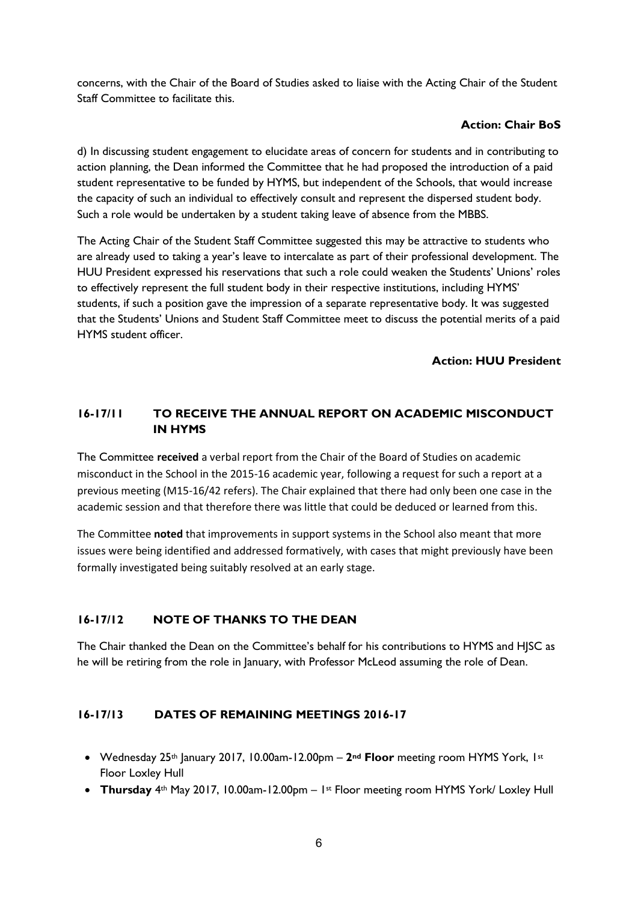concerns, with the Chair of the Board of Studies asked to liaise with the Acting Chair of the Student Staff Committee to facilitate this.

**Action: Chair BoS**

d) In discussing student engagement to elucidate areas of concern for students and in contributing to action planning, the Dean informed the Committee that he had proposed the introduction of a paid student representative to be funded by HYMS, but independent of the Schools, that would increase the capacity of such an individual to effectively consult and represent the dispersed student body. Such a role would be undertaken by a student taking leave of absence from the MBBS.

The Acting Chair of the Student Staff Committee suggested this may be attractive to students who are already used to taking a year's leave to intercalate as part of their professional development. The HUU President expressed his reservations that such a role could weaken the Students' Unions' roles to effectively represent the full student body in their respective institutions, including HYMS' students, if such a position gave the impression of a separate representative body. It was suggested that the Students' Unions and Student Staff Committee meet to discuss the potential merits of a paid HYMS student officer.

**Action: HUU President**

## 16-17/11 TO RECEIVE THE ANNUAL REPORT ON ACADEMIC MISCONDUCT IN HYMS

The Committee **received** a verbal report from the Chair of the Board of Studies on academic misconduct in the School in the 2015-16 academic year, following a request for such a report at a previous meeting (M15-16/42 refers). The Chair explained that there had only been one case in the academic session and that therefore there was little that could be deduced or learned from this.

The Committee **noted** that improvements in support systems in the School also meant that more issues were being identified and addressed formatively, with cases that might previously have been formally investigated being suitably resolved at an early stage.

## 16-17/12 NOTE OF THANKS TO THE DEAN

The Chair thanked the Dean on the Committee's behalf for his contributions to HYMS and HJSC as he will be retiring from the role in January, with Professor McLeod assuming the role of Dean.

## 16-17/13 DATES OF REMAINING MEETINGS 2016-17

- Wednesday 25th January 2017, 10.00am-12.00pm – **2nd Floor** meeting room HYMS York, 1st Floor Loxley Hull
- **Thursday** 4th May 2017, 10.00am-12.00pm – 1st Floor meeting room HYMS York/ Loxley Hull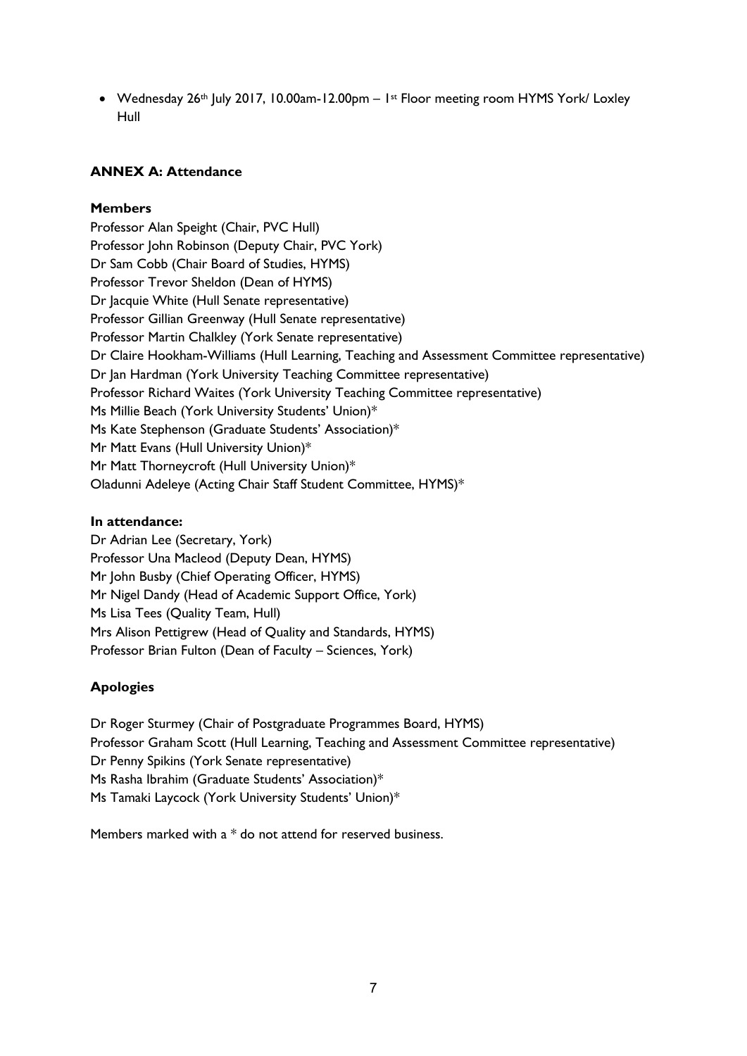- Wednesday 26th July 2017, 10.00am-12.00pm – 1st Floor meeting room HYMS York/ Loxley Hull

**ANNEX A: Attendance**

**Members**

Professor Alan Speight (Chair, PVC Hull)
Professor John Robinson (Deputy Chair, PVC York)
Dr Sam Cobb (Chair Board of Studies, HYMS)
Professor Trevor Sheldon (Dean of HYMS)
Dr Jacquie White (Hull Senate representative)
Professor Gillian Greenway (Hull Senate representative)
Professor Martin Chalkley (York Senate representative)
Dr Claire Hookham-Williams (Hull Learning, Teaching and Assessment Committee representative)
Dr Jan Hardman (York University Teaching Committee representative)
Professor Richard Waites (York University Teaching Committee representative)
Ms Millie Beach (York University Students' Union)*
Ms Kate Stephenson (Graduate Students' Association)*
Mr Matt Evans (Hull University Union)*
Mr Matt Thorneycroft (Hull University Union)*
Oladunni Adeleye (Acting Chair Staff Student Committee, HYMS)*

**In attendance:**

Dr Adrian Lee (Secretary, York)
Professor Una Macleod (Deputy Dean, HYMS)
Mr John Busby (Chief Operating Officer, HYMS)
Mr Nigel Dandy (Head of Academic Support Office, York)
Ms Lisa Tees (Quality Team, Hull)
Mrs Alison Pettigrew (Head of Quality and Standards, HYMS)
Professor Brian Fulton (Dean of Faculty – Sciences, York)

**Apologies**

Dr Roger Sturmey (Chair of Postgraduate Programmes Board, HYMS)
Professor Graham Scott (Hull Learning, Teaching and Assessment Committee representative)
Dr Penny Spikins (York Senate representative)
Ms Rasha Ibrahim (Graduate Students' Association)*
Ms Tamaki Laycock (York University Students' Union)*

Members marked with a * do not attend for reserved business.